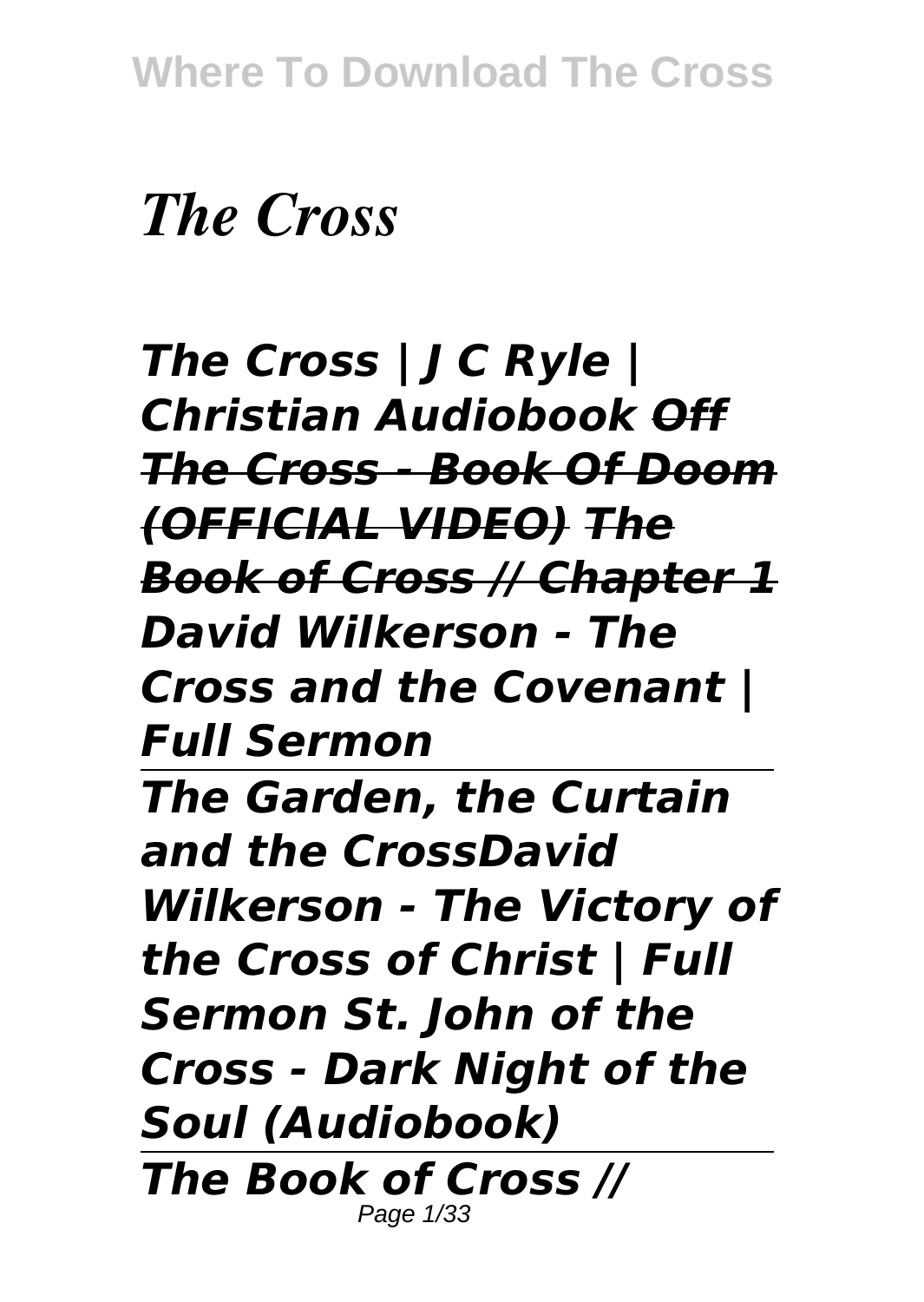# *The Cross*

***The Cross | J C Ryle | Christian Audiobook*** ***~~Off The Cross - Book Of Doom (OFFICIAL VIDEO)~~*** ***~~The Book of Cross // Chapter 1~~*** ***David Wilkerson - The Cross and the Covenant | Full Sermon***

***The Garden, the Curtain and the CrossDavid Wilkerson - The Victory of the Cross of Christ | Full Sermon St. John of the Cross - Dark Night of the Soul (Audiobook)***

***The Book of Cross //***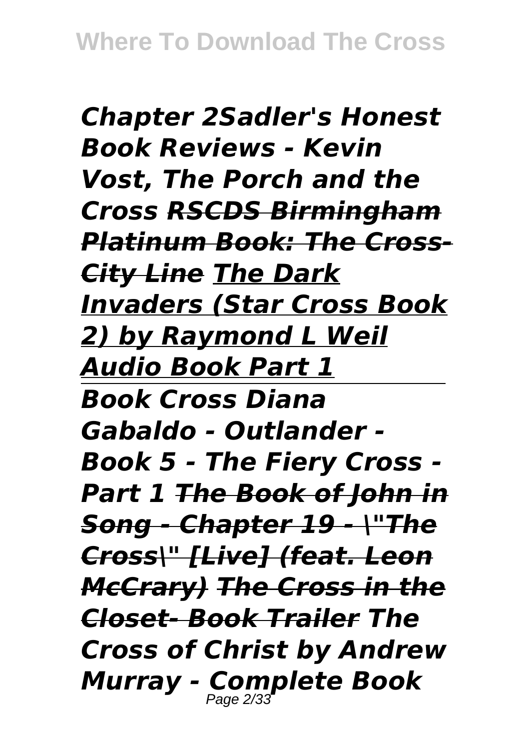*Chapter 2Sadler's Honest Book Reviews - Kevin Vost, The Porch and the Cross* ~~*RSCDS Birmingham Platinum Book: The Cross-City Line*~~ *The Dark Invaders (Star Cross Book 2) by Raymond L Weil Audio Book Part 1*

---

*Book Cross Diana Gabaldo - Outlander - Book 5 - The Fiery Cross - Part 1* ~~*The Book of John in Song - Chapter 19 - \"The Cross\" [Live] (feat. Leon McCrary)*~~ ~~*The Cross in the Closet- Book Trailer*~~ *The Cross of Christ by Andrew Murray - Complete Book*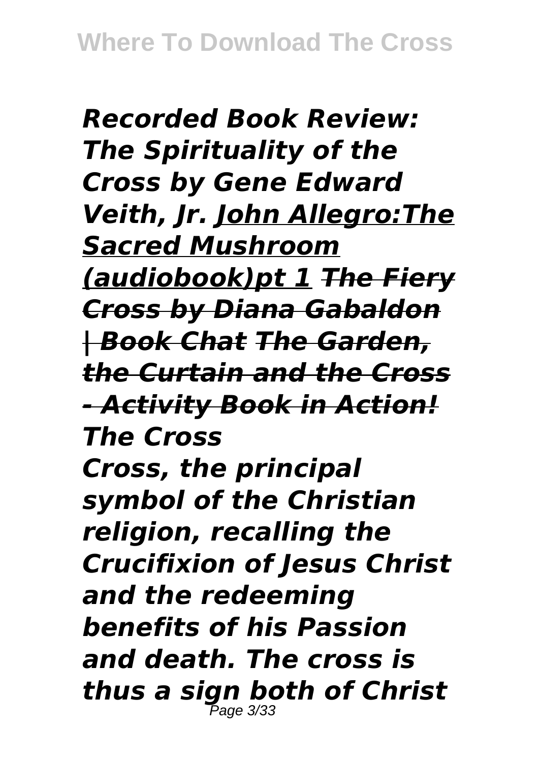***Recorded Book Review: The Spirituality of the Cross by Gene Edward Veith, Jr. <u>John Allegro:The Sacred Mushroom (audiobook)pt 1</u> ~~The Fiery Cross by Diana Gabaldon | Book Chat~~ ~~The Garden, the Curtain and the Cross - Activity Book in Action!~~***

***The Cross***

***Cross, the principal symbol of the Christian religion, recalling the Crucifixion of Jesus Christ and the redeeming benefits of his Passion and death. The cross is thus a sign both of Christ***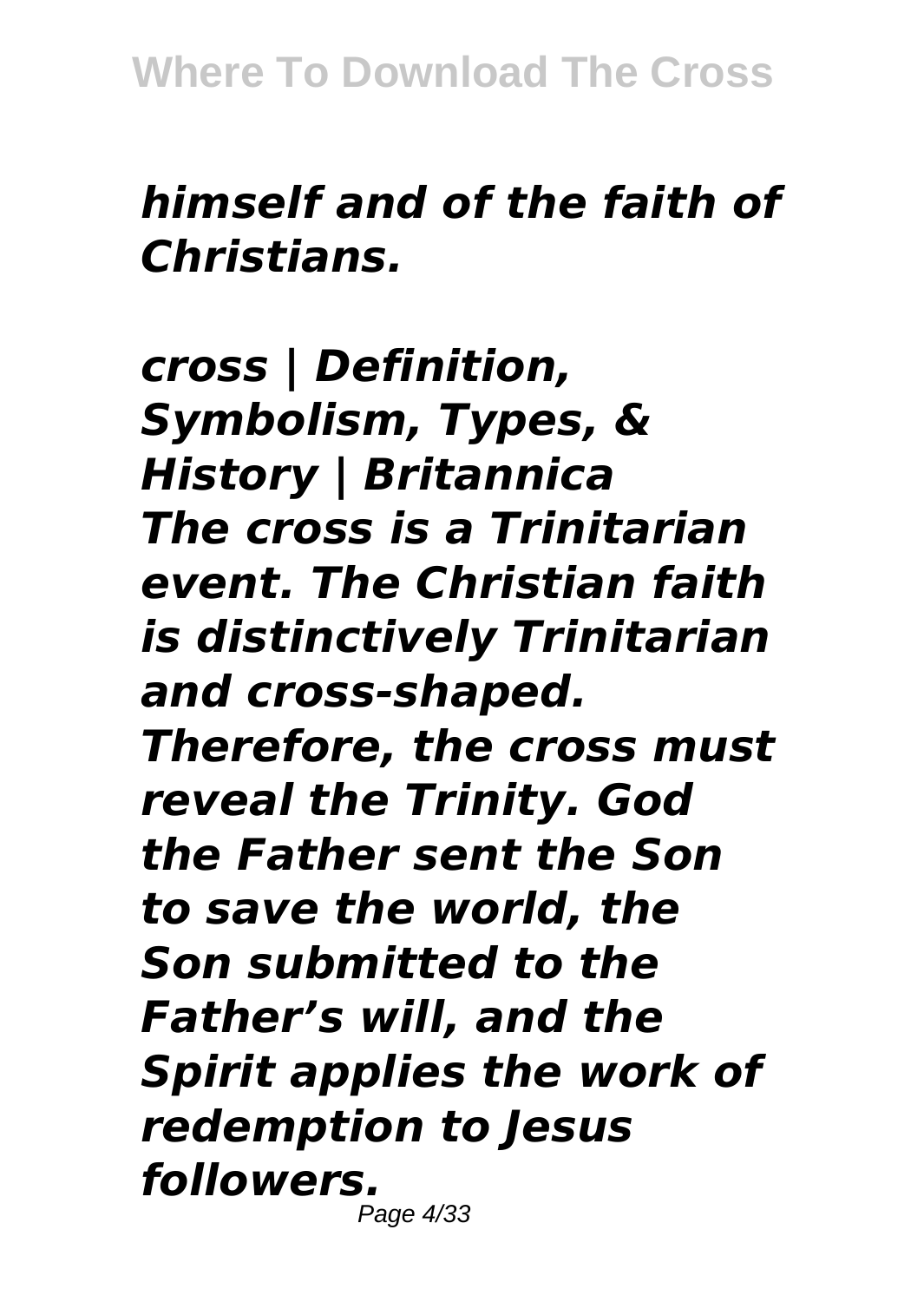*himself and of the faith of Christians.*

***cross | Definition, Symbolism, Types, & History | Britannica***

***The cross is a Trinitarian event. The Christian faith is distinctively Trinitarian and cross-shaped. Therefore, the cross must reveal the Trinity. God the Father sent the Son to save the world, the Son submitted to the Father's will, and the Spirit applies the work of redemption to Jesus followers.***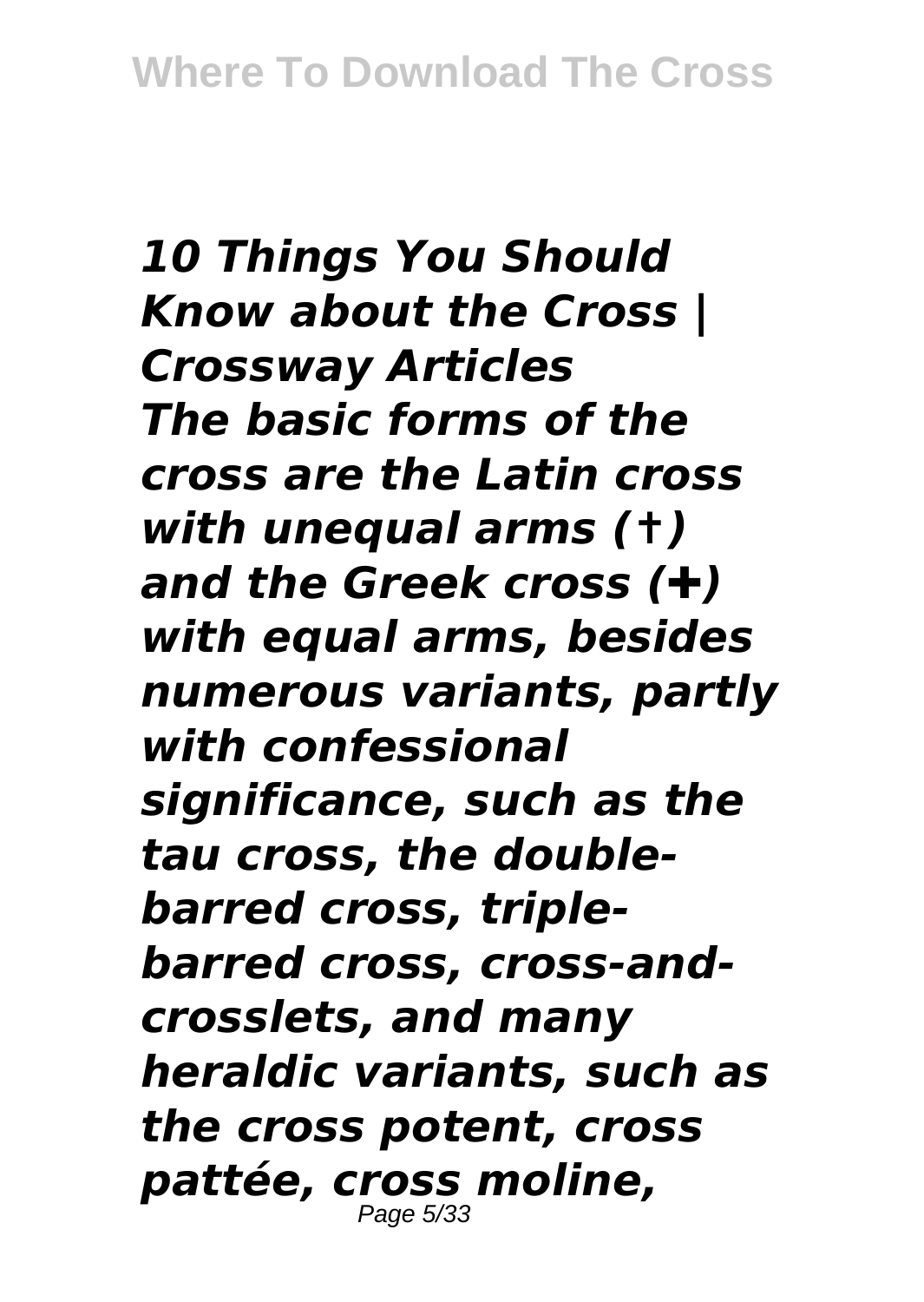*10 Things You Should Know about the Cross | Crossway Articles*

*The basic forms of the cross are the Latin cross with unequal arms (†) and the Greek cross (✚) with equal arms, besides numerous variants, partly with confessional significance, such as the tau cross, the double-barred cross, triple-barred cross, cross-and-crosslets, and many heraldic variants, such as the cross potent, cross pattée, cross moline,*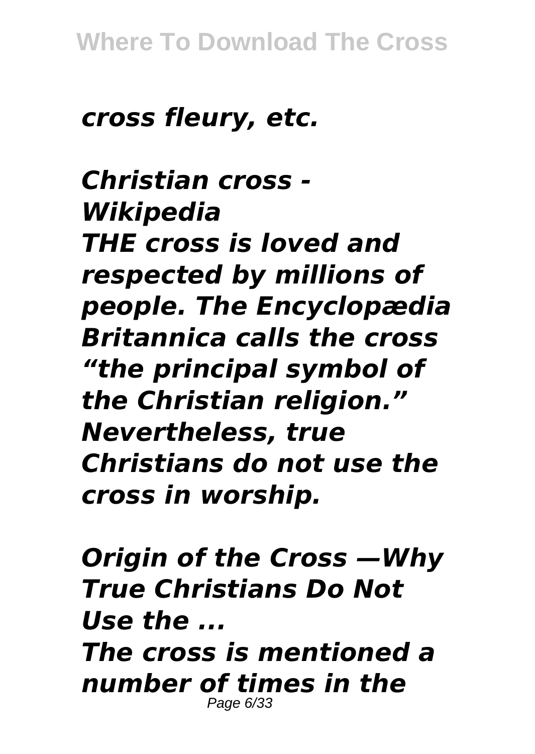*cross fleury, etc.*

*Christian cross - Wikipedia*
*THE cross is loved and respected by millions of people. The Encyclopædia Britannica calls the cross “the principal symbol of the Christian religion.” Nevertheless, true Christians do not use the cross in worship.*

*Origin of the Cross —Why True Christians Do Not Use the ...*
*The cross is mentioned a number of times in the*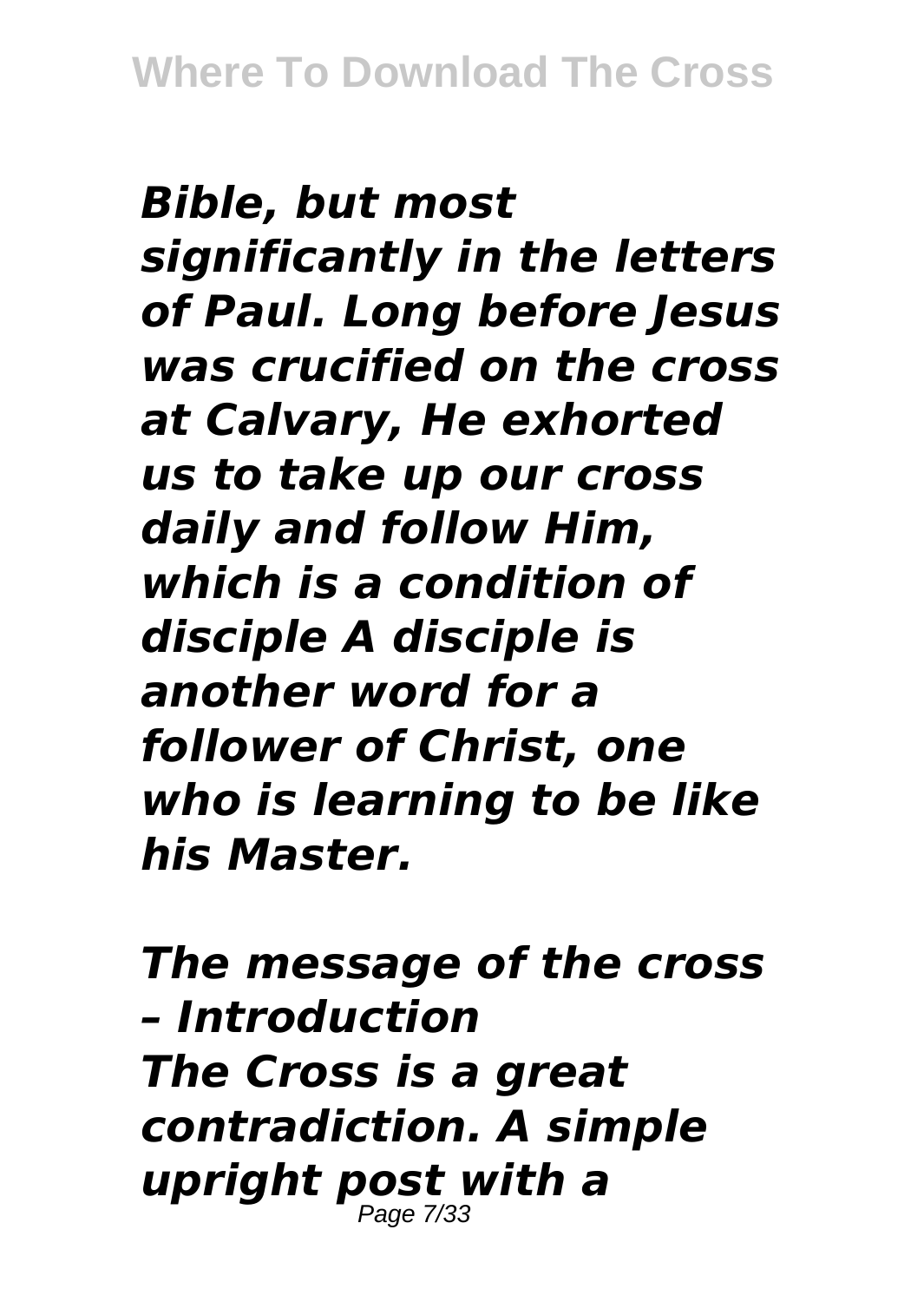*Bible, but most significantly in the letters of Paul. Long before Jesus was crucified on the cross at Calvary, He exhorted us to take up our cross daily and follow Him, which is a condition of disciple A disciple is another word for a follower of Christ, one who is learning to be like his Master.*

*The message of the cross – Introduction*
*The Cross is a great contradiction. A simple upright post with a*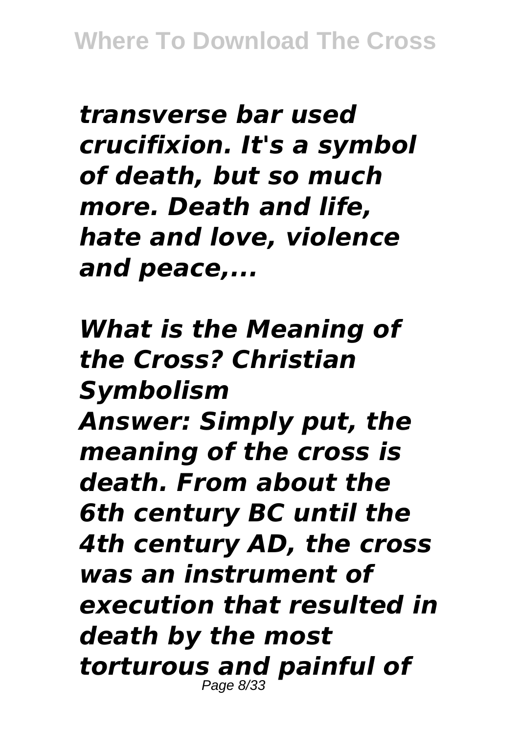*transverse bar used crucifixion. It's a symbol of death, but so much more. Death and life, hate and love, violence and peace,...*

***What is the Meaning of the Cross? Christian Symbolism***

***Answer: Simply put, the meaning of the cross is death. From about the 6th century BC until the 4th century AD, the cross was an instrument of execution that resulted in death by the most torturous and painful of***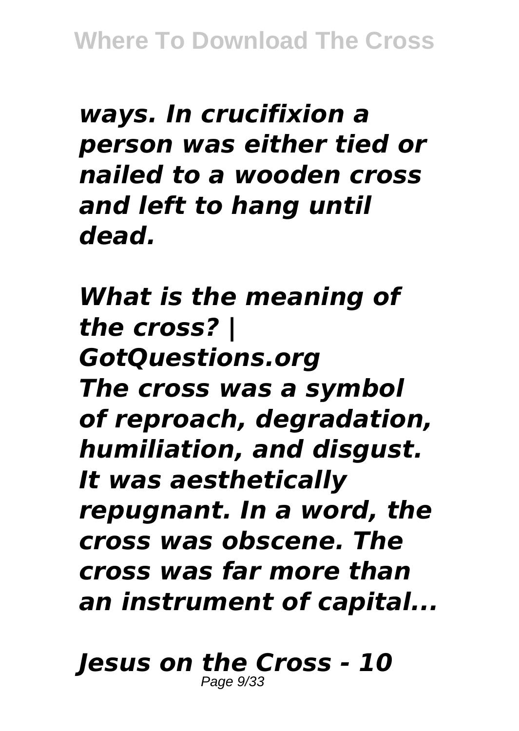*ways. In crucifixion a person was either tied or nailed to a wooden cross and left to hang until dead.*

*What is the meaning of the cross? | GotQuestions.org*
*The cross was a symbol of reproach, degradation, humiliation, and disgust. It was aesthetically repugnant. In a word, the cross was obscene. The cross was far more than an instrument of capital...*

*Jesus on the Cross - 10*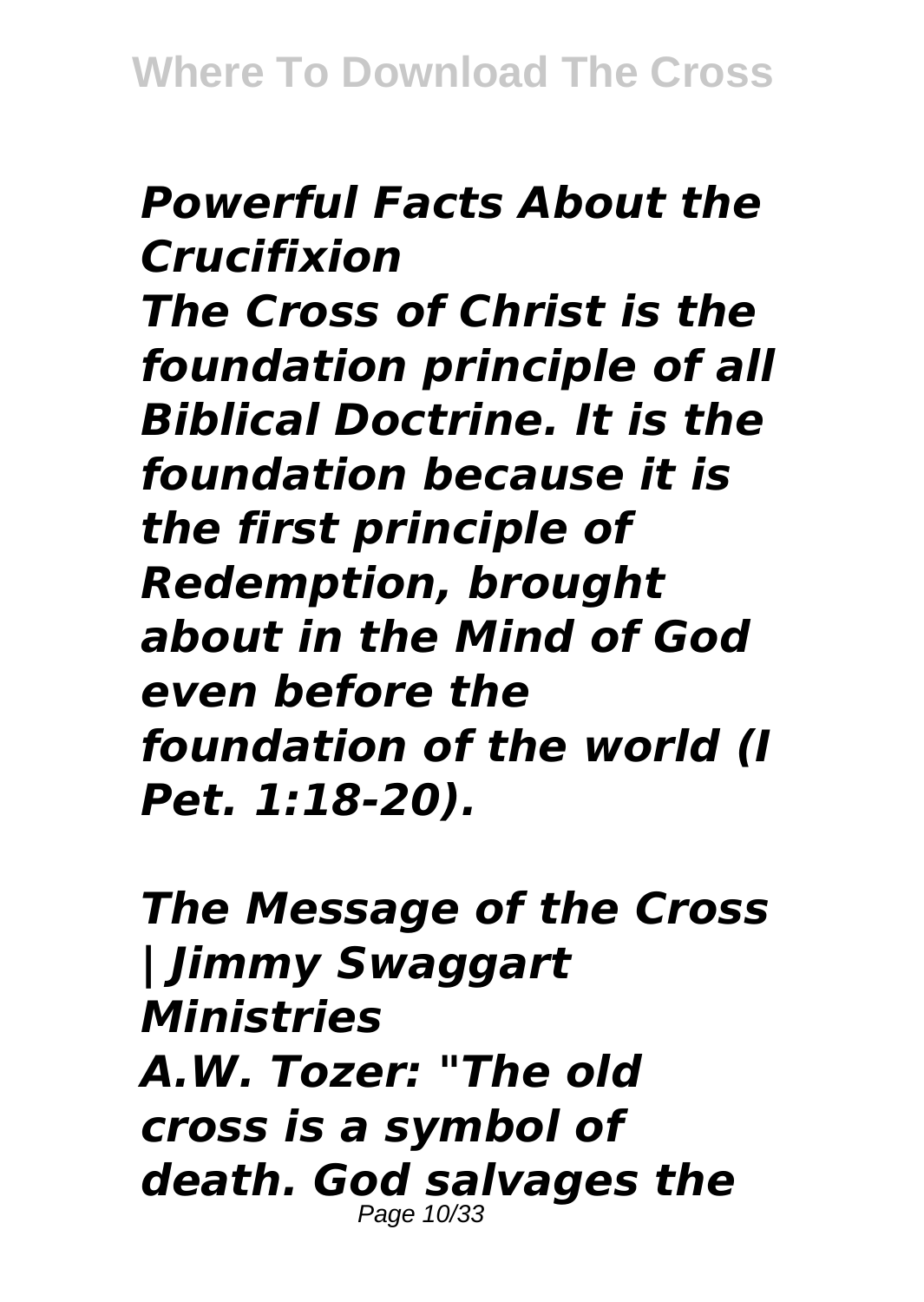*Powerful Facts About the Crucifixion*

*The Cross of Christ is the foundation principle of all Biblical Doctrine. It is the foundation because it is the first principle of Redemption, brought about in the Mind of God even before the foundation of the world (I Pet. 1:18-20).*

*The Message of the Cross | Jimmy Swaggart Ministries*

*A.W. Tozer: "The old cross is a symbol of death. God salvages the*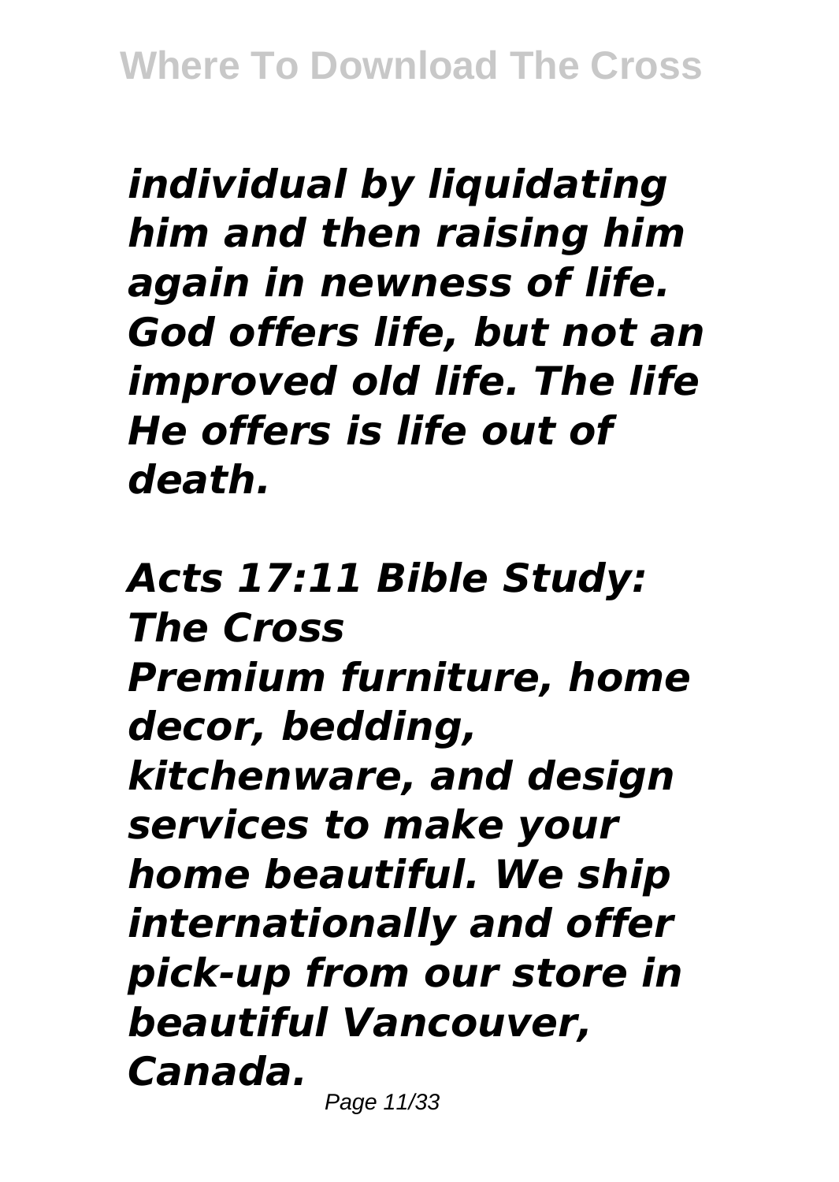*individual by liquidating him and then raising him again in newness of life. God offers life, but not an improved old life. The life He offers is life out of death.*

*Acts 17:11 Bible Study: The Cross*

*Premium furniture, home decor, bedding, kitchenware, and design services to make your home beautiful. We ship internationally and offer pick-up from our store in beautiful Vancouver, Canada.*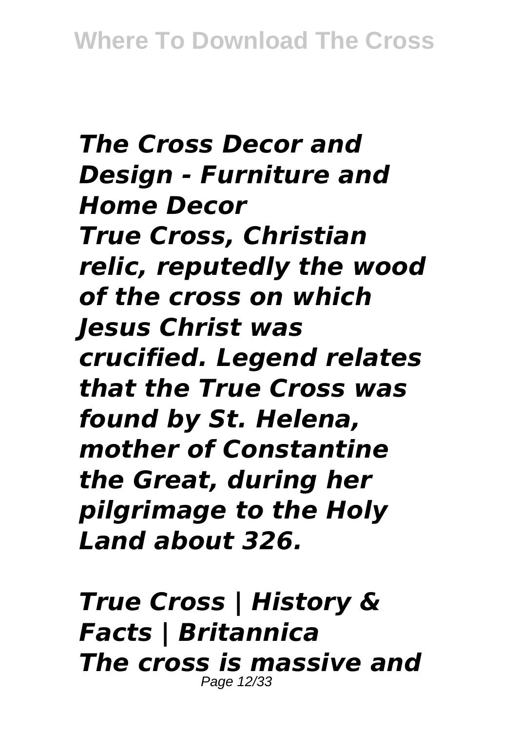*The Cross Decor and Design - Furniture and Home Decor*
*True Cross, Christian relic, reputedly the wood of the cross on which Jesus Christ was crucified. Legend relates that the True Cross was found by St. Helena, mother of Constantine the Great, during her pilgrimage to the Holy Land about 326.*

*True Cross | History & Facts | Britannica*
*The cross is massive and*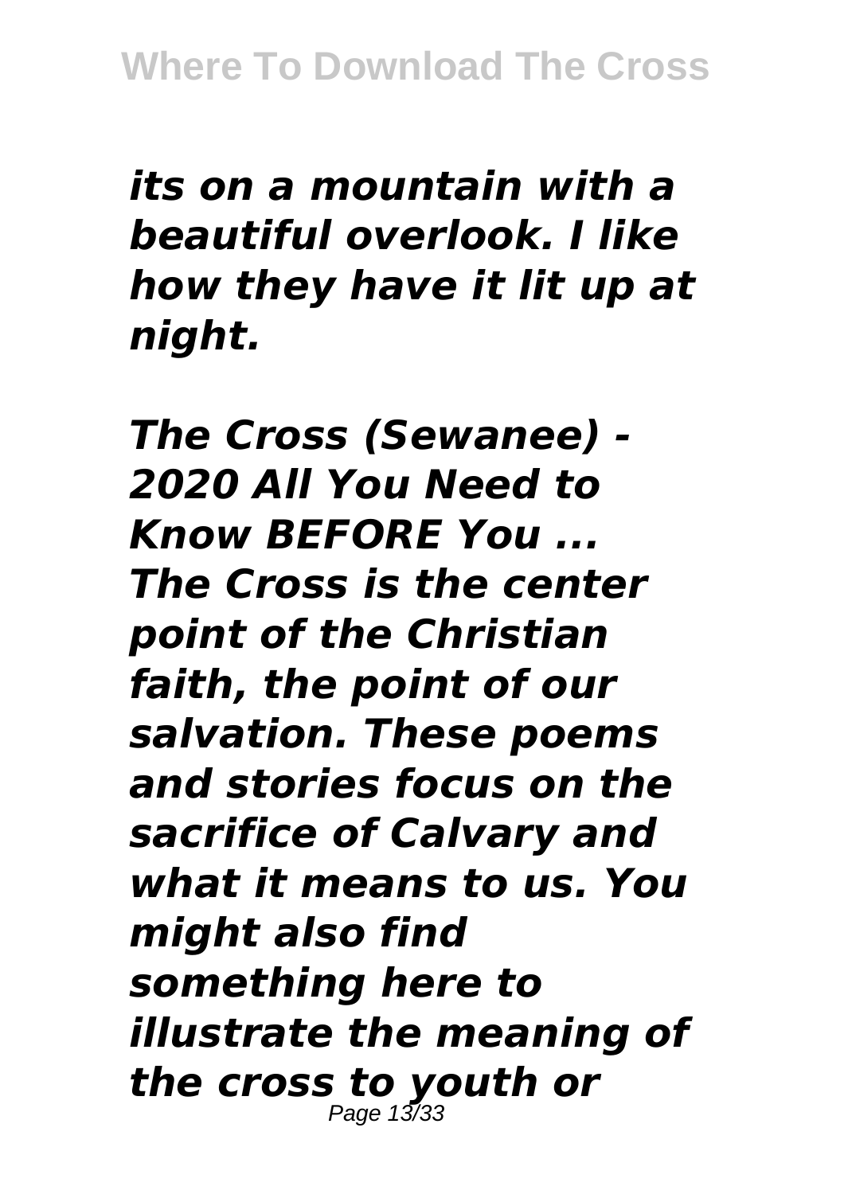*its on a mountain with a beautiful overlook. I like how they have it lit up at night.*

***The Cross (Sewanee) - 2020 All You Need to Know BEFORE You ...***
***The Cross is the center point of the Christian faith, the point of our salvation. These poems and stories focus on the sacrifice of Calvary and what it means to us. You might also find something here to illustrate the meaning of the cross to youth or***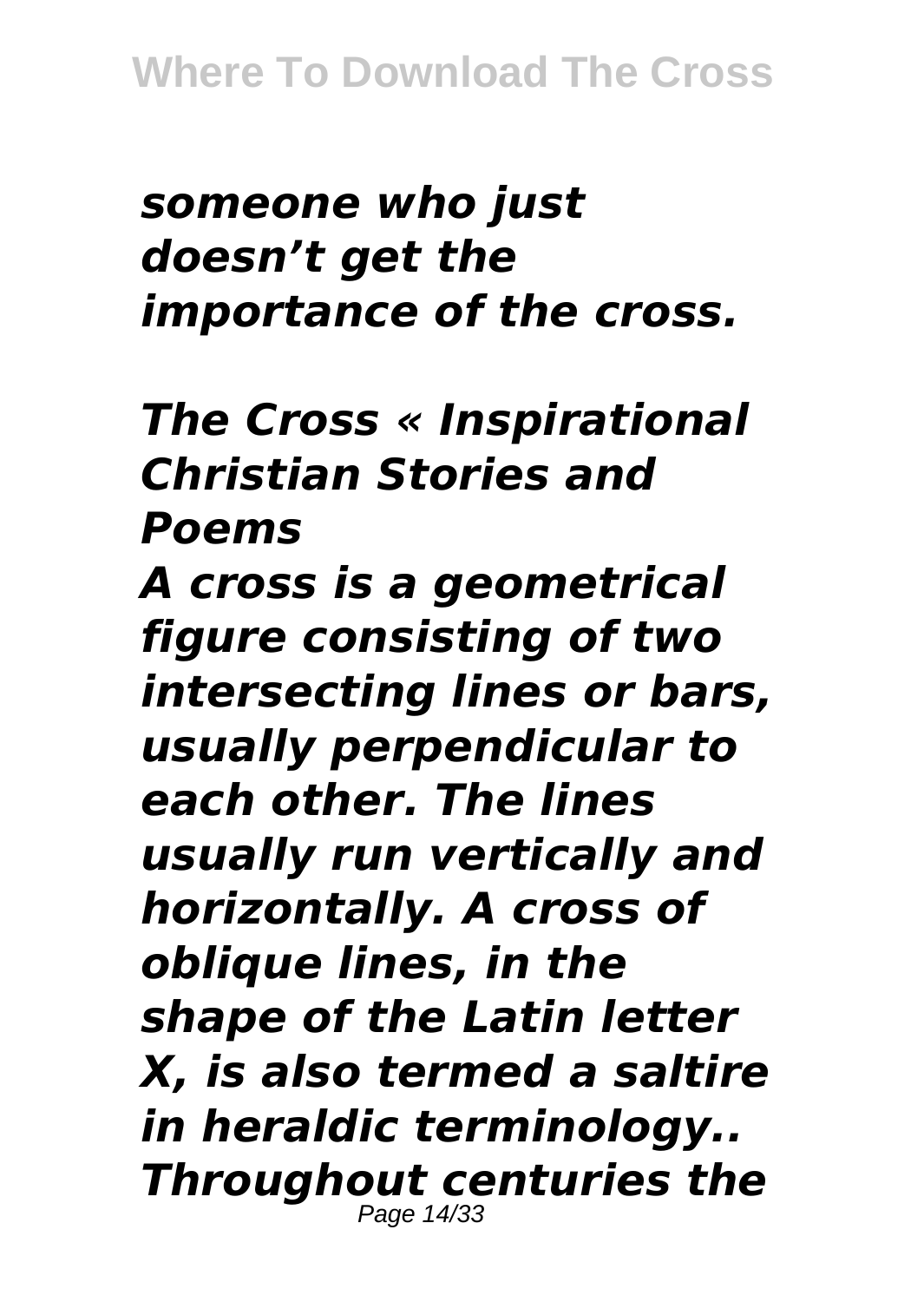*someone who just doesn't get the importance of the cross.*

***The Cross « Inspirational Christian Stories and Poems***

***A cross is a geometrical figure consisting of two intersecting lines or bars, usually perpendicular to each other. The lines usually run vertically and horizontally. A cross of oblique lines, in the shape of the Latin letter X, is also termed a saltire in heraldic terminology.. Throughout centuries the***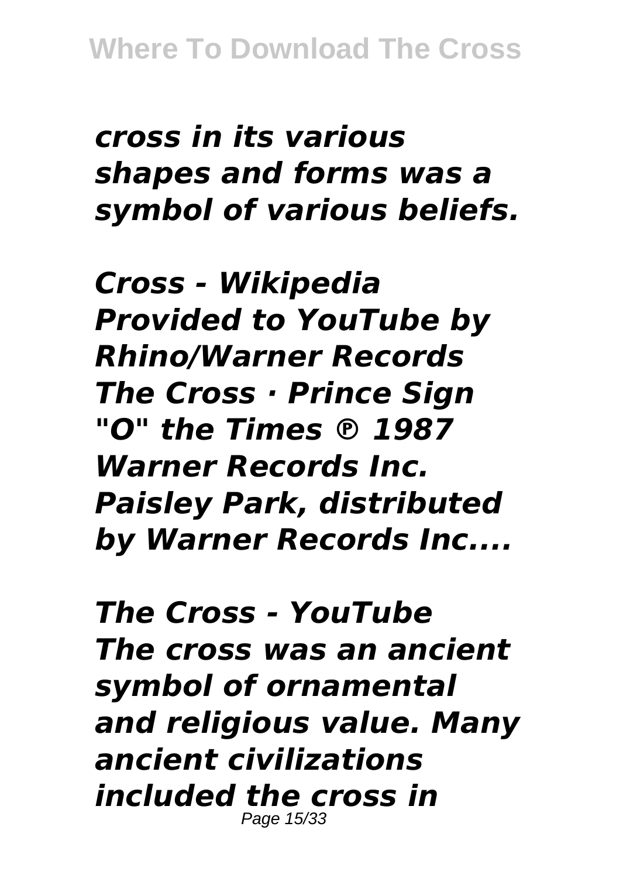*cross in its various shapes and forms was a symbol of various beliefs.*

*Cross - Wikipedia*
*Provided to YouTube by Rhino/Warner Records The Cross · Prince Sign "O" the Times ℗ 1987 Warner Records Inc. Paisley Park, distributed by Warner Records Inc....*

*The Cross - YouTube*
*The cross was an ancient symbol of ornamental and religious value. Many ancient civilizations included the cross in*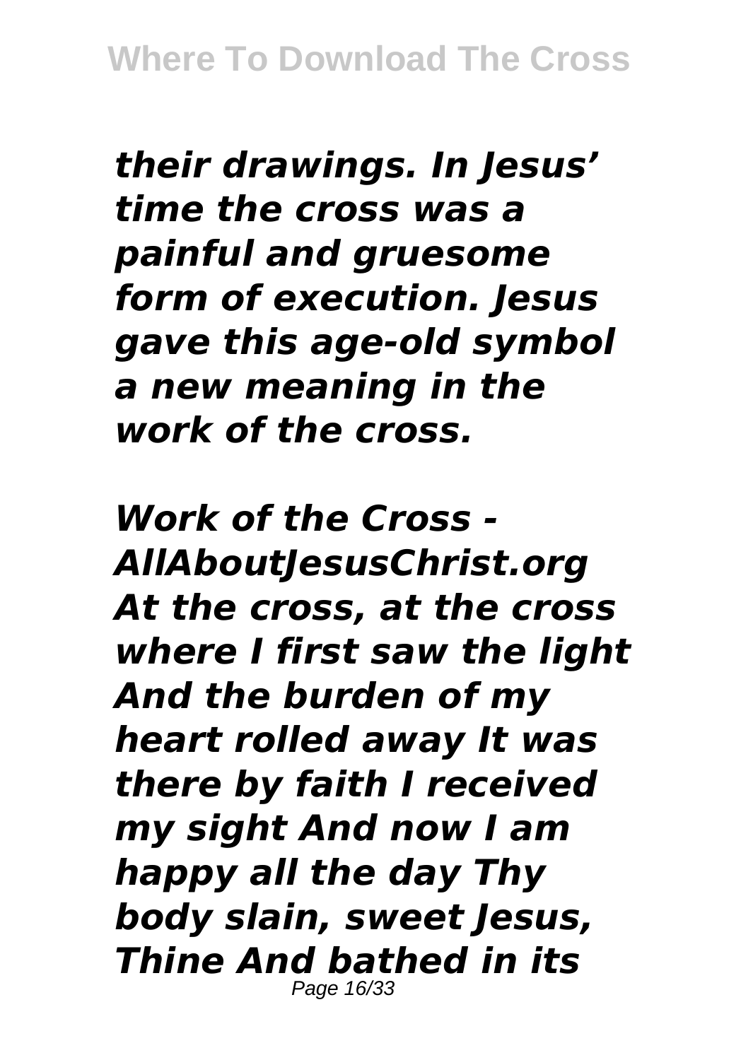*their drawings. In Jesus' time the cross was a painful and gruesome form of execution. Jesus gave this age-old symbol a new meaning in the work of the cross.*

*Work of the Cross - AllAboutJesusChrist.org At the cross, at the cross where I first saw the light And the burden of my heart rolled away It was there by faith I received my sight And now I am happy all the day Thy body slain, sweet Jesus, Thine And bathed in its*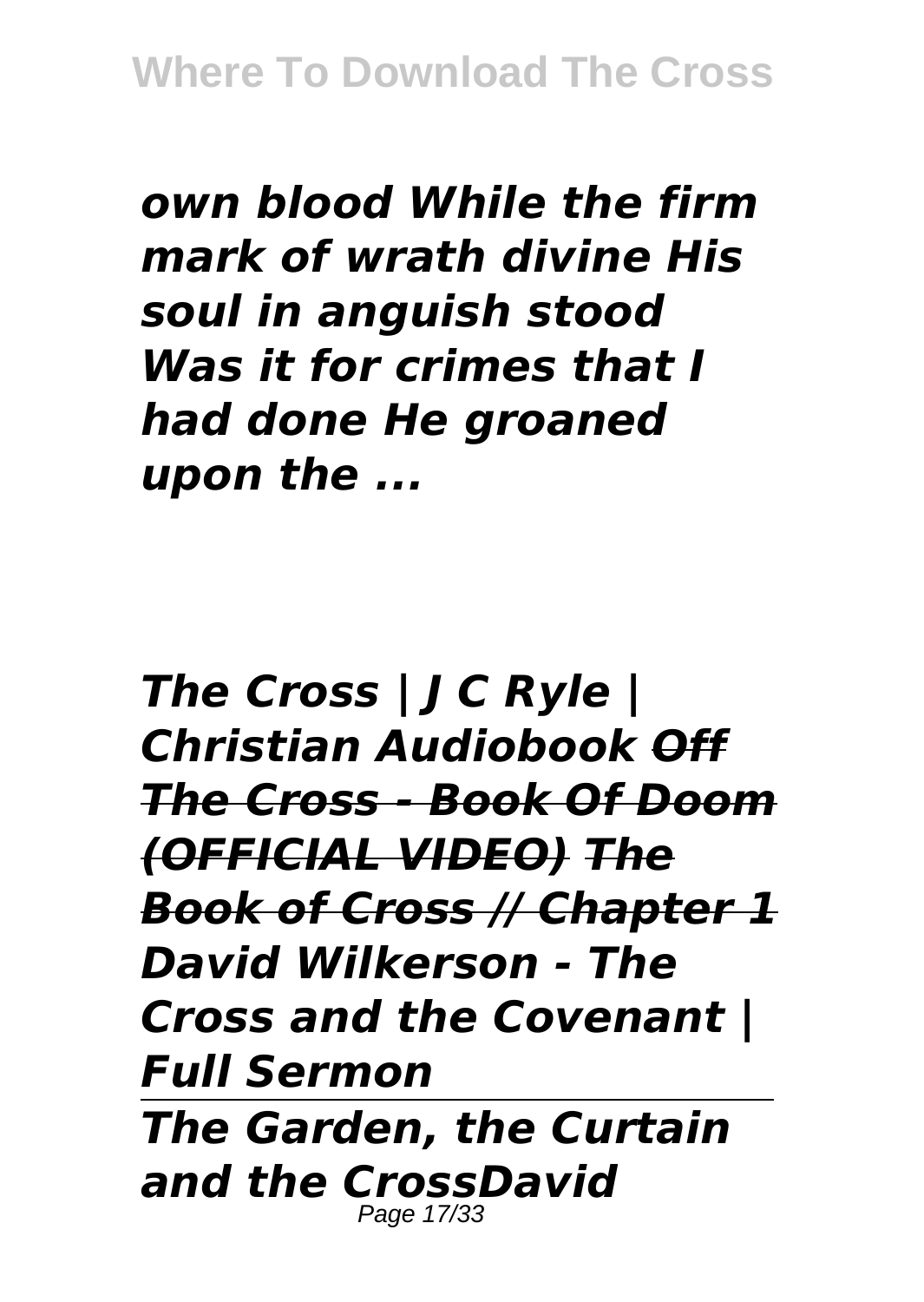*own blood While the firm mark of wrath divine His soul in anguish stood Was it for crimes that I had done He groaned upon the ...*

*The Cross | J C Ryle | Christian Audiobook ~~Off The Cross - Book Of Doom (OFFICIAL VIDEO)~~ ~~The Book of Cross // Chapter 1~~ David Wilkerson - The Cross and the Covenant | Full Sermon*

*The Garden, the Curtain and the CrossDavid*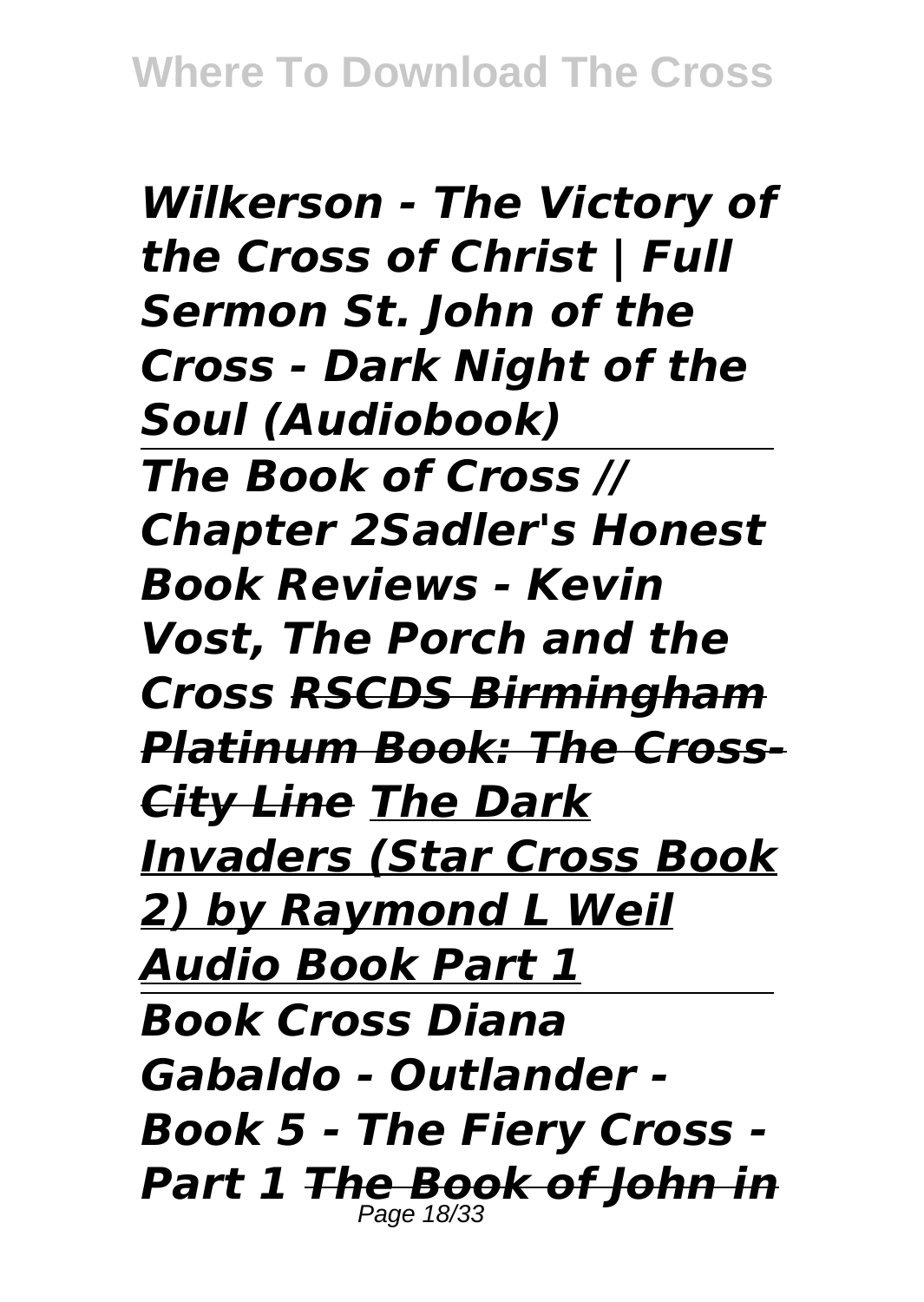*Wilkerson - The Victory of the Cross of Christ | Full Sermon St. John of the Cross - Dark Night of the Soul (Audiobook)*

---

*The Book of Cross // Chapter 2Sadler's Honest Book Reviews - Kevin Vost, The Porch and the Cross ~~RSCDS Birmingham Platinum Book: The Cross-City Line~~ The Dark Invaders (Star Cross Book 2) by Raymond L Weil Audio Book Part 1*

---

*Book Cross Diana Gabaldo - Outlander - Book 5 - The Fiery Cross - Part 1 ~~The Book of John in~~*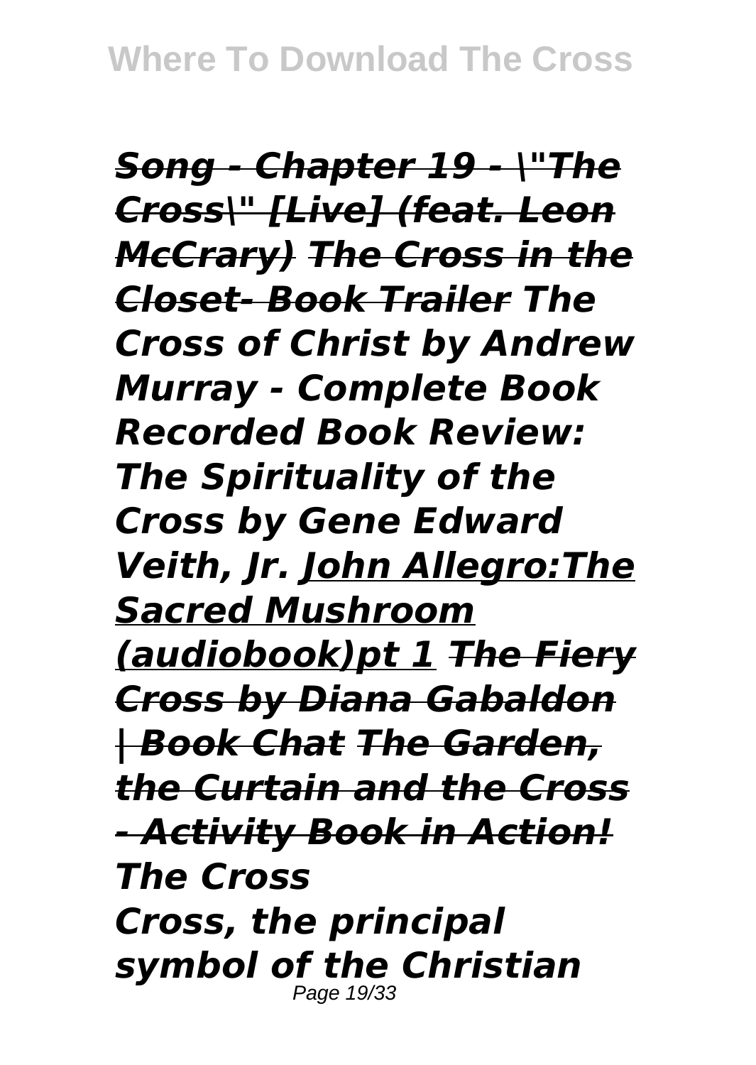*Song - Chapter 19 - \"The Cross\" [Live] (feat. Leon McCrary)* ~~*The Cross in the Closet- Book Trailer*~~ *The Cross of Christ by Andrew Murray - Complete Book Recorded Book Review: The Spirituality of the Cross by Gene Edward Veith, Jr.* *John Allegro:The Sacred Mushroom (audiobook)pt 1* ~~*The Fiery Cross by Diana Gabaldon | Book Chat*~~ ~~*The Garden, the Curtain and the Cross - Activity Book in Action!*~~

***The Cross***

*Cross, the principal symbol of the Christian*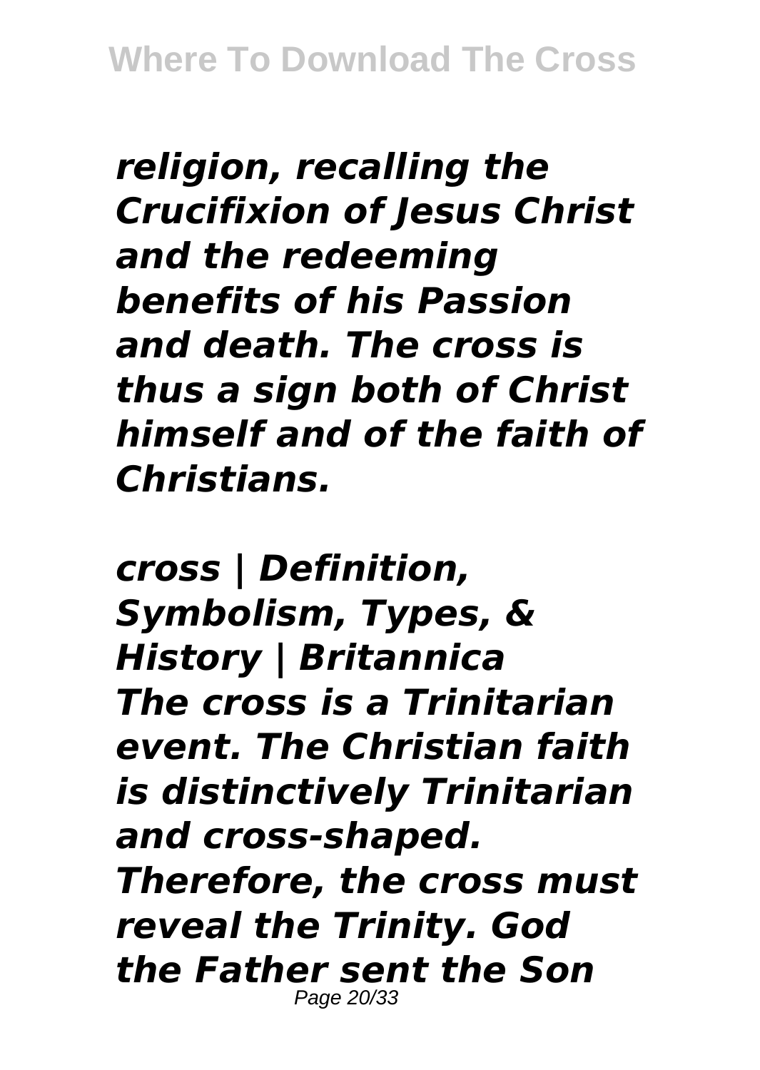*religion, recalling the Crucifixion of Jesus Christ and the redeeming benefits of his Passion and death. The cross is thus a sign both of Christ himself and of the faith of Christians.*

*cross | Definition, Symbolism, Types, & History | Britannica*
*The cross is a Trinitarian event. The Christian faith is distinctively Trinitarian and cross-shaped. Therefore, the cross must reveal the Trinity. God the Father sent the Son*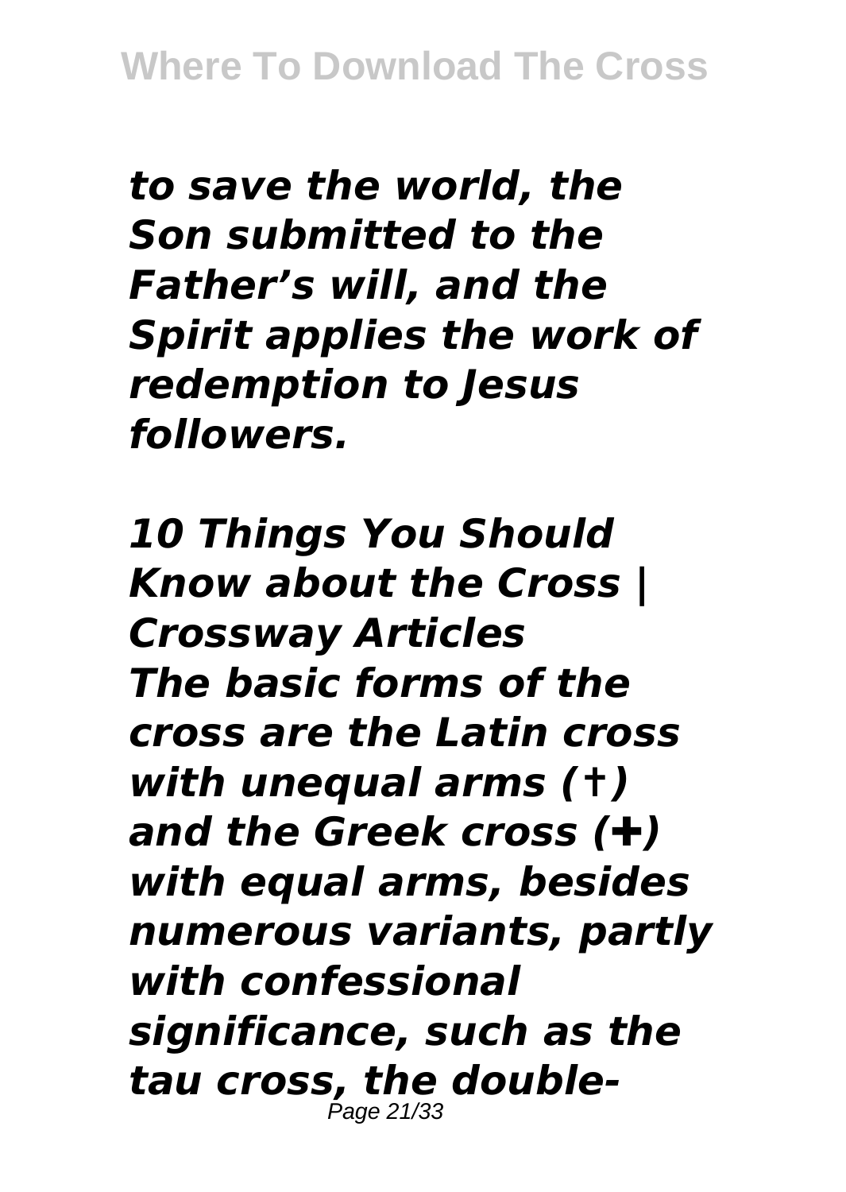*to save the world, the Son submitted to the Father's will, and the Spirit applies the work of redemption to Jesus followers.*

*10 Things You Should Know about the Cross | Crossway Articles*
*The basic forms of the cross are the Latin cross with unequal arms (†) and the Greek cross (✚) with equal arms, besides numerous variants, partly with confessional significance, such as the tau cross, the double-*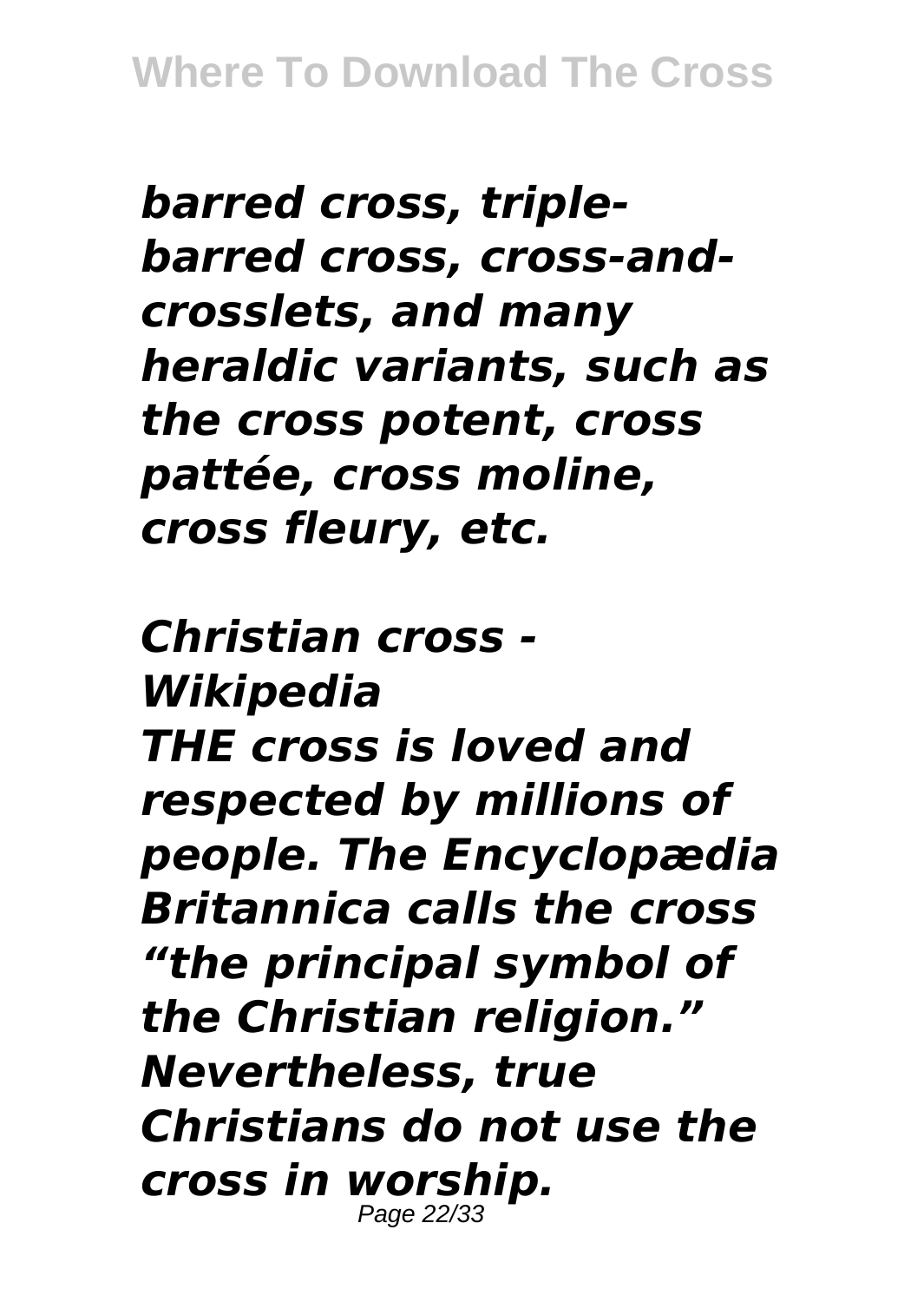*barred cross, triple-barred cross, cross-and-crosslets, and many heraldic variants, such as the cross potent, cross pattée, cross moline, cross fleury, etc.*

*Christian cross - Wikipedia*

*THE cross is loved and respected by millions of people. The Encyclopædia Britannica calls the cross "the principal symbol of the Christian religion." Nevertheless, true Christians do not use the cross in worship.*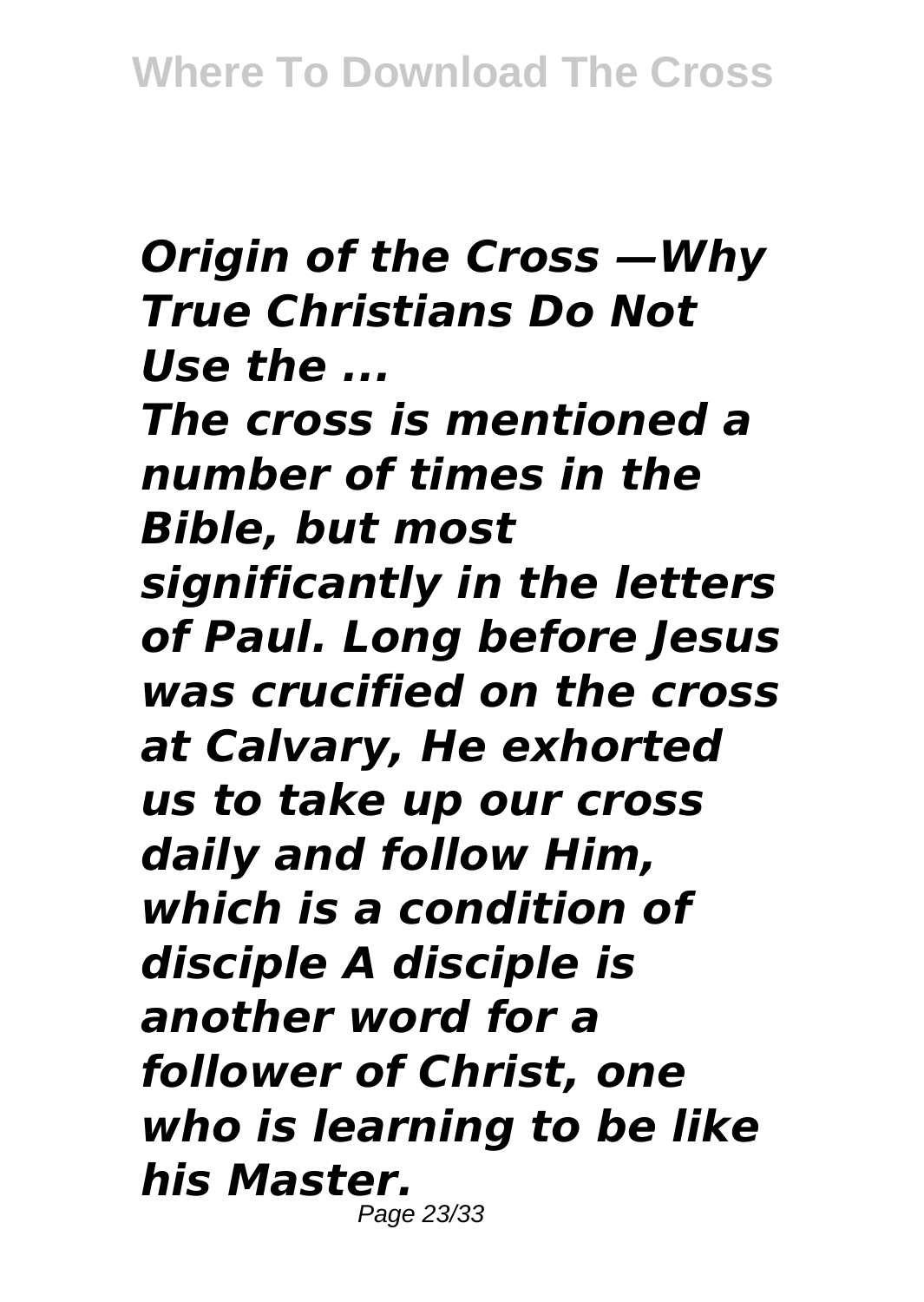*Origin of the Cross —Why True Christians Do Not Use the ...*

*The cross is mentioned a number of times in the Bible, but most significantly in the letters of Paul. Long before Jesus was crucified on the cross at Calvary, He exhorted us to take up our cross daily and follow Him, which is a condition of disciple A disciple is another word for a follower of Christ, one who is learning to be like his Master.*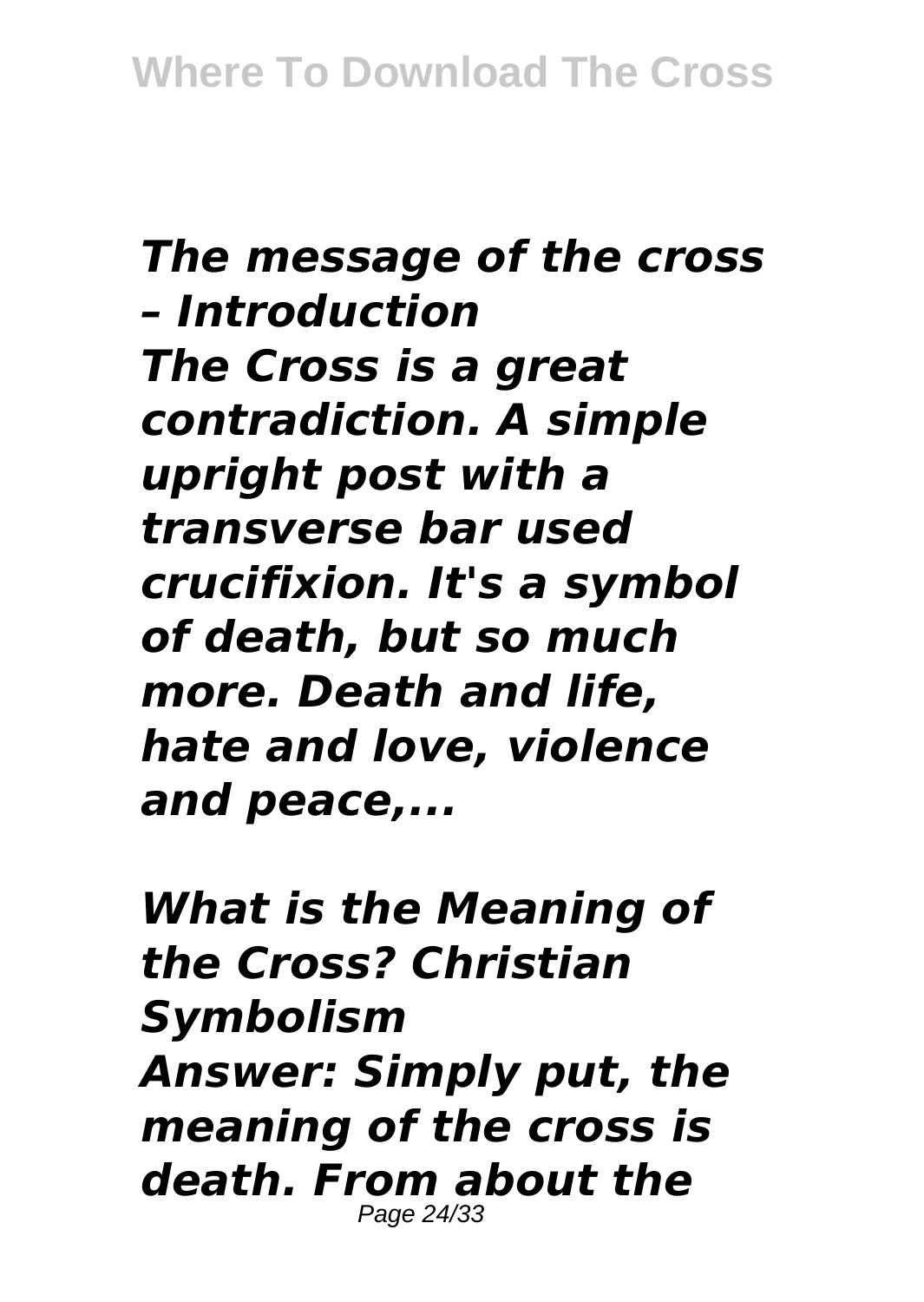*The message of the cross – Introduction*
*The Cross is a great contradiction. A simple upright post with a transverse bar used crucifixion. It's a symbol of death, but so much more. Death and life, hate and love, violence and peace,...*

*What is the Meaning of the Cross? Christian Symbolism*
*Answer: Simply put, the meaning of the cross is death. From about the*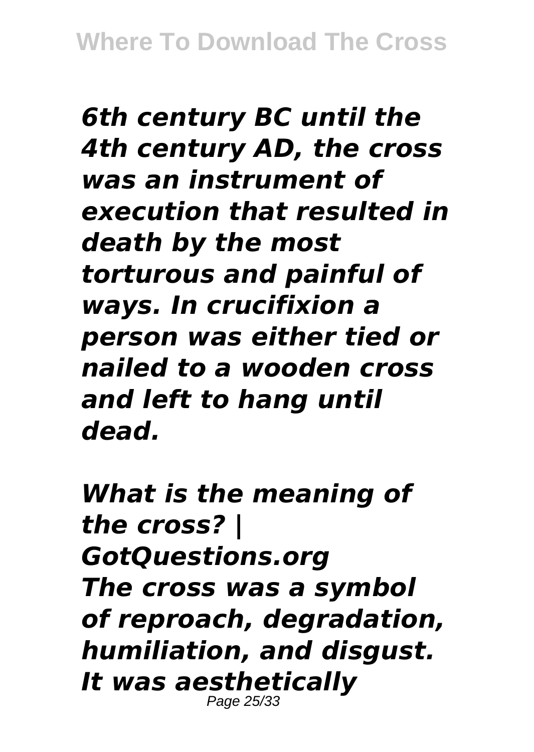*6th century BC until the 4th century AD, the cross was an instrument of execution that resulted in death by the most torturous and painful of ways. In crucifixion a person was either tied or nailed to a wooden cross and left to hang until dead.*

*What is the meaning of the cross? | GotQuestions.org*
*The cross was a symbol of reproach, degradation, humiliation, and disgust. It was aesthetically*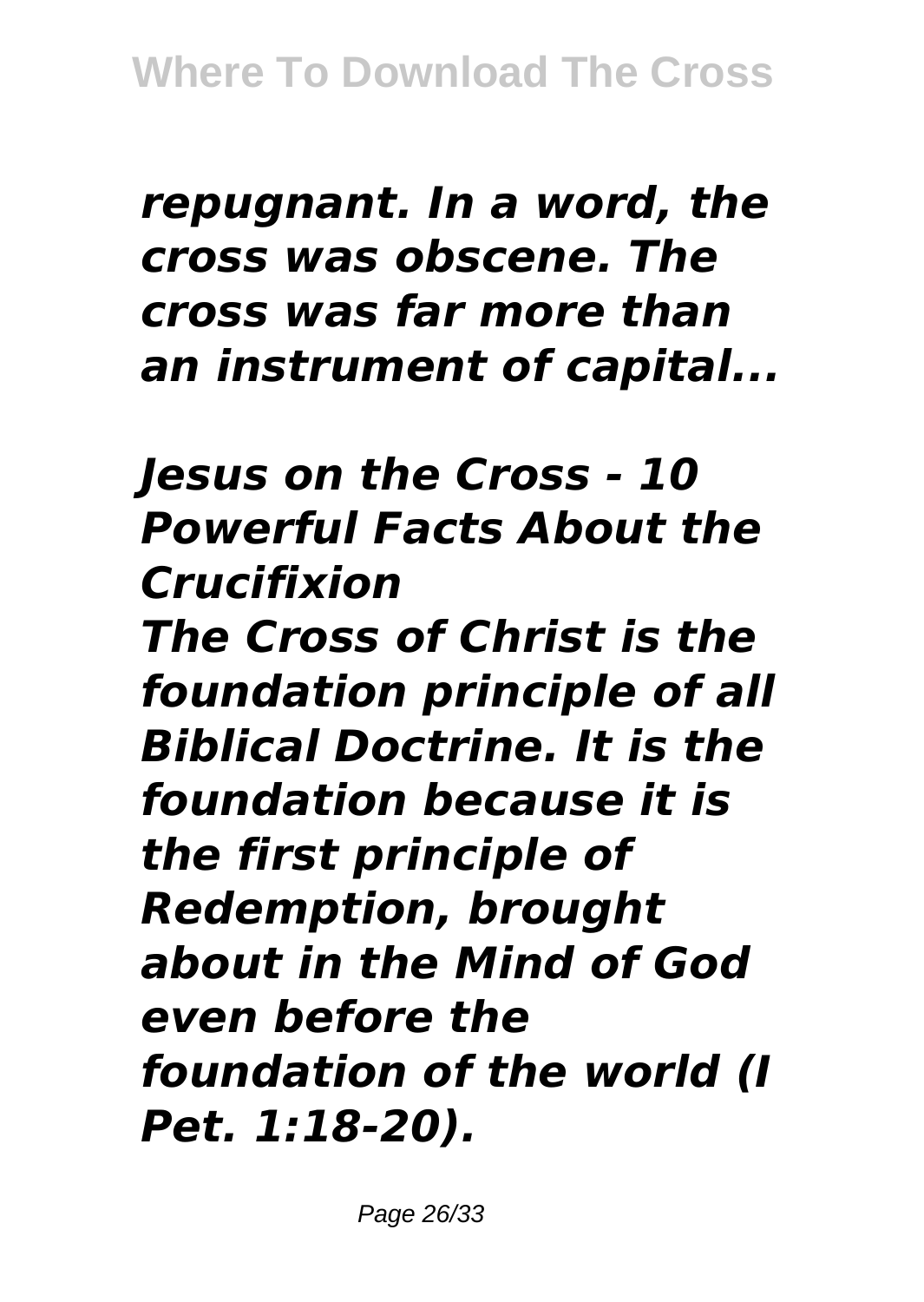*repugnant. In a word, the cross was obscene. The cross was far more than an instrument of capital...*

*Jesus on the Cross - 10 Powerful Facts About the Crucifixion*

*The Cross of Christ is the foundation principle of all Biblical Doctrine. It is the foundation because it is the first principle of Redemption, brought about in the Mind of God even before the foundation of the world (I Pet. 1:18-20).*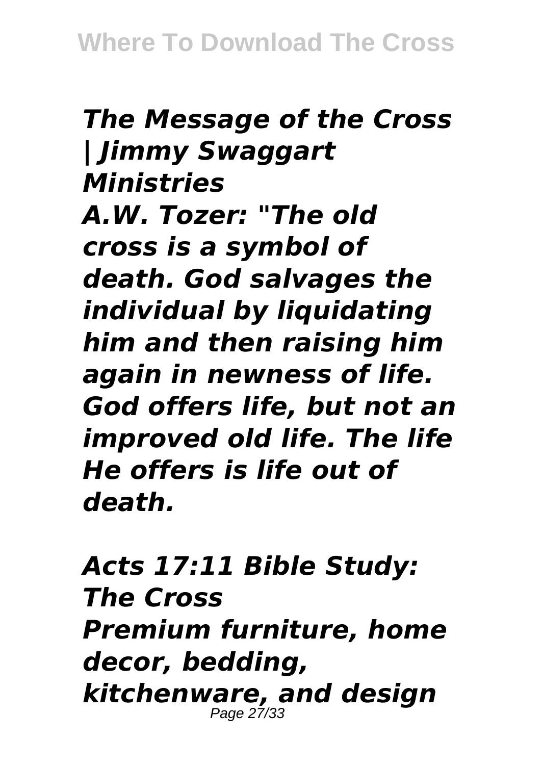*The Message of the Cross | Jimmy Swaggart Ministries*
*A.W. Tozer: "The old cross is a symbol of death. God salvages the individual by liquidating him and then raising him again in newness of life. God offers life, but not an improved old life. The life He offers is life out of death.*

*Acts 17:11 Bible Study: The Cross*
*Premium furniture, home decor, bedding, kitchenware, and design*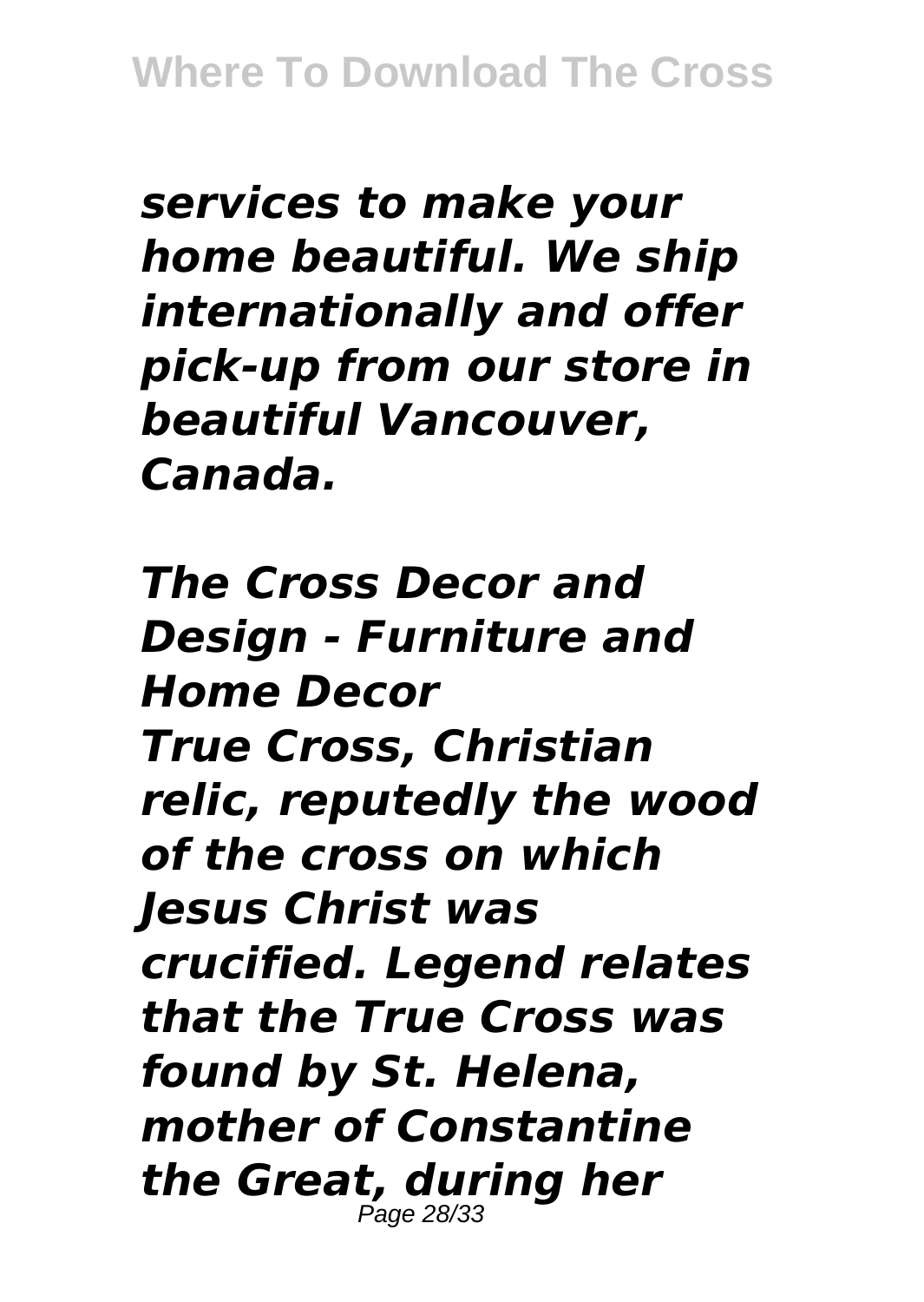*services to make your home beautiful. We ship internationally and offer pick-up from our store in beautiful Vancouver, Canada.*

***The Cross Decor and Design - Furniture and Home Decor***

*True Cross, Christian relic, reputedly the wood of the cross on which Jesus Christ was crucified. Legend relates that the True Cross was found by St. Helena, mother of Constantine the Great, during her*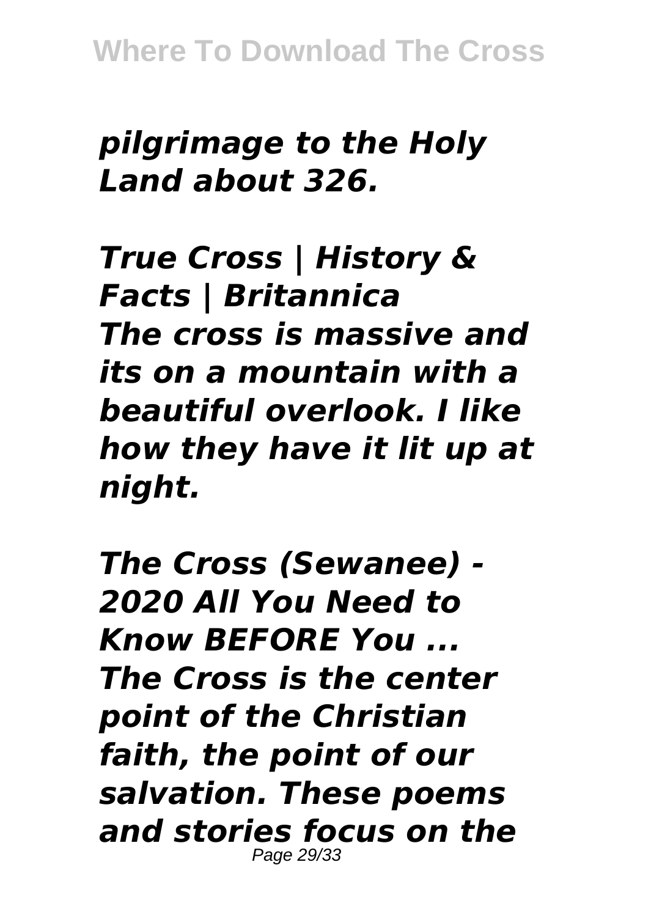*pilgrimage to the Holy Land about 326.*

*True Cross | History & Facts | Britannica*
*The cross is massive and its on a mountain with a beautiful overlook. I like how they have it lit up at night.*

*The Cross (Sewanee) - 2020 All You Need to Know BEFORE You ...*
*The Cross is the center point of the Christian faith, the point of our salvation. These poems and stories focus on the*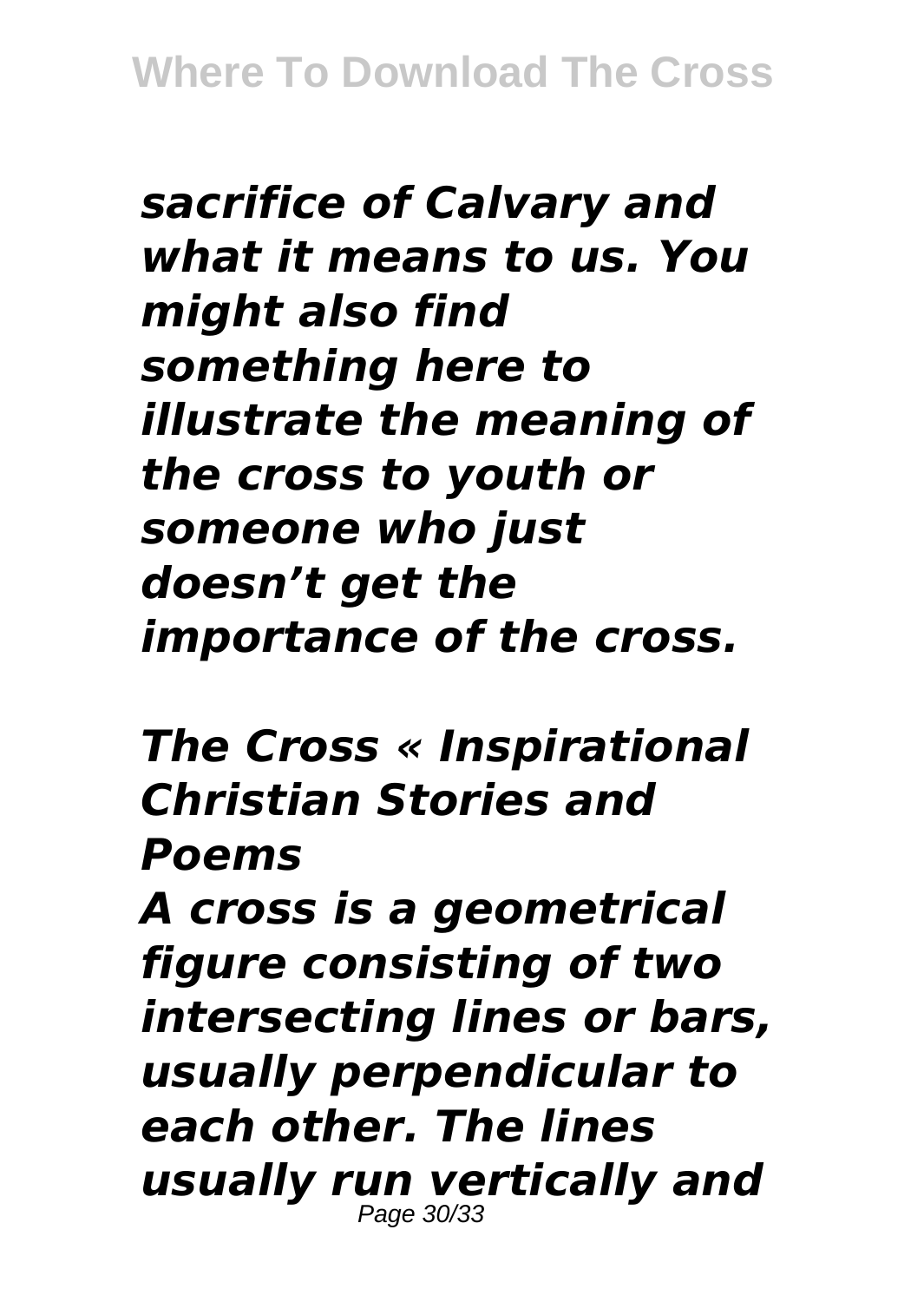*sacrifice of Calvary and what it means to us. You might also find something here to illustrate the meaning of the cross to youth or someone who just doesn't get the importance of the cross.*

***The Cross « Inspirational Christian Stories and Poems***

*A cross is a geometrical figure consisting of two intersecting lines or bars, usually perpendicular to each other. The lines usually run vertically and*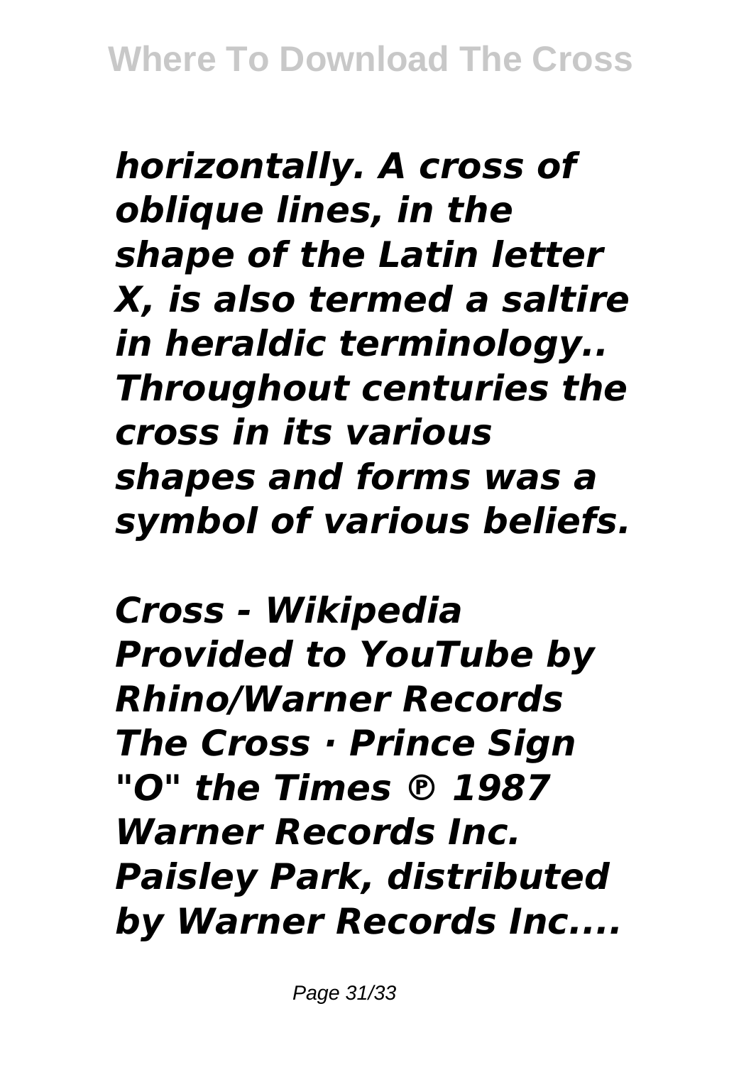*horizontally. A cross of oblique lines, in the shape of the Latin letter X, is also termed a saltire in heraldic terminology.. Throughout centuries the cross in its various shapes and forms was a symbol of various beliefs.*

*Cross - Wikipedia Provided to YouTube by Rhino/Warner Records The Cross · Prince Sign "O" the Times ℗ 1987 Warner Records Inc. Paisley Park, distributed by Warner Records Inc....*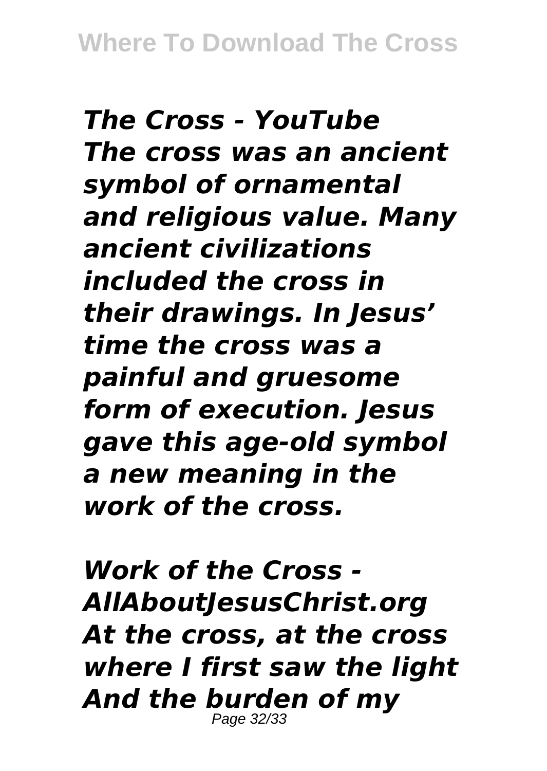***The Cross - YouTube***
***The cross was an ancient symbol of ornamental and religious value. Many ancient civilizations included the cross in their drawings. In Jesus' time the cross was a painful and gruesome form of execution. Jesus gave this age-old symbol a new meaning in the work of the cross.***

***Work of the Cross - AllAboutJesusChrist.org***
***At the cross, at the cross where I first saw the light And the burden of my***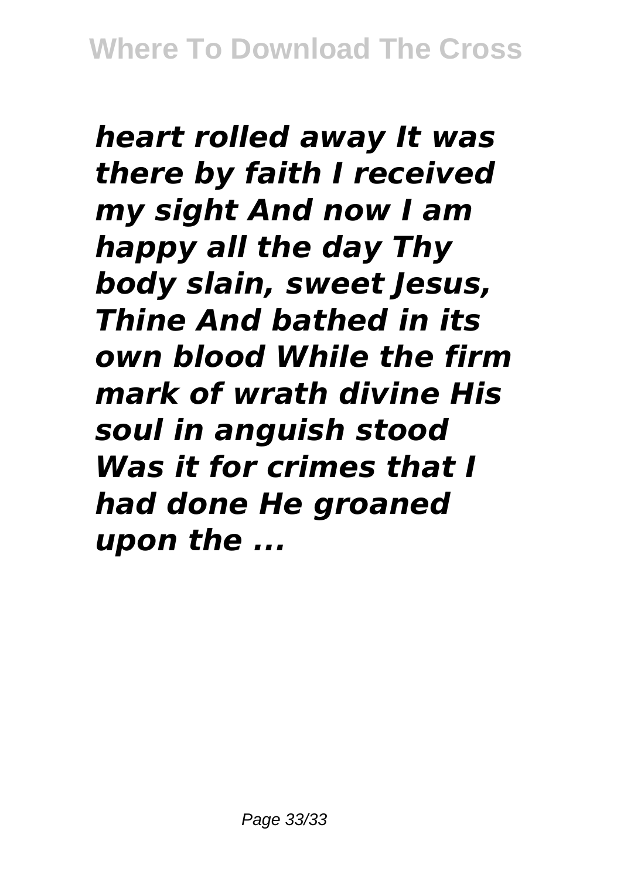*heart rolled away It was there by faith I received my sight And now I am happy all the day Thy body slain, sweet Jesus, Thine And bathed in its own blood While the firm mark of wrath divine His soul in anguish stood Was it for crimes that I had done He groaned upon the ...*